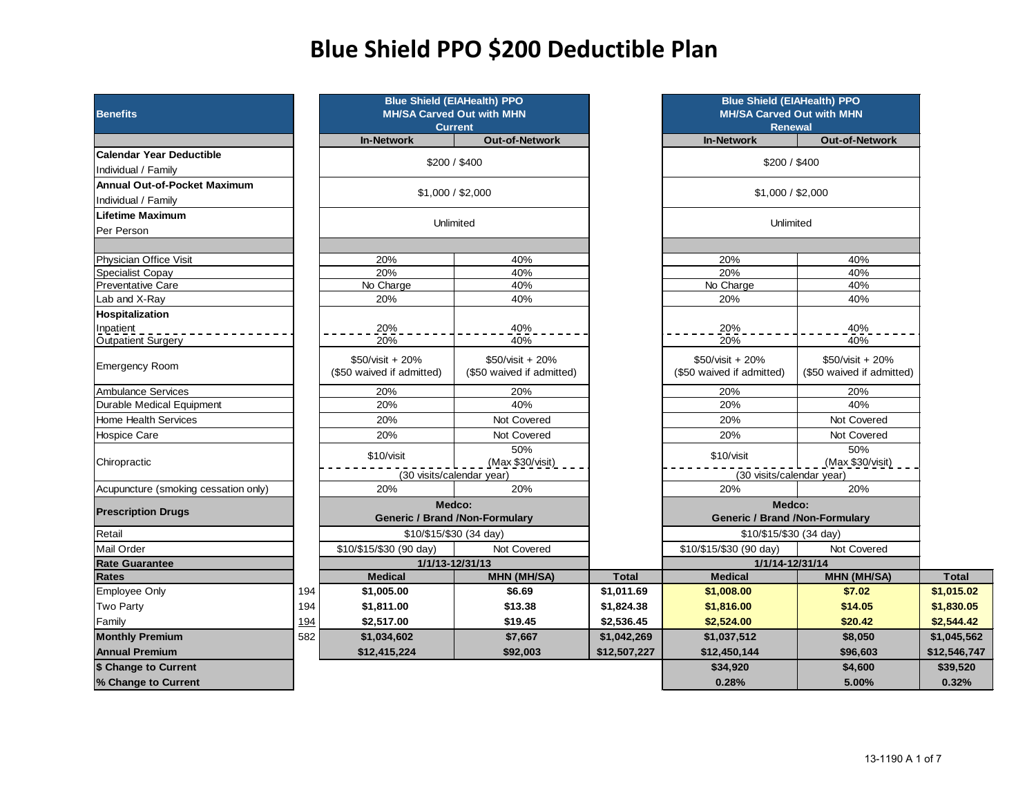# Blue Shield PPO $200 Deductible Plan

| Benefits | | Blue Shield (EIAHealth) PPO MH/SA Carved Out with MHN Current | | | Blue Shield (EIAHealth) PPO MH/SA Carved Out with MHN Renewal | | |
|---|---|---|---|---|---|---|---|
| | | In-Network | Out-of-Network | | In-Network | Out-of-Network | |
| **Calendar Year Deductible** Individual / Family | | $200 / $400 | | | $200 / $400 | | |
| **Annual Out-of-Pocket Maximum** Individual / Family | | $1,000 / $2,000 | | | $1,000 / $2,000 | | |
| **Lifetime Maximum** Per Person | | Unlimited | | | Unlimited | | |
| Physician Office Visit | | 20% | 40% | | 20% | 40% | |
| Specialist Copay | | 20% | 40% | | 20% | 40% | |
| Preventative Care | | No Charge | 40% | | No Charge | 40% | |
| Lab and X-Ray | | 20% | 40% | | 20% | 40% | |
| **Hospitalization** | | | | | | | |
| Inpatient | | 20% | 40% | | 20% | 40% | |
| Outpatient Surgery | | 20% | 40% | | 20% | 40% | |
| Emergency Room | | $50/visit + 20% ($50 waived if admitted) | $50/visit + 20% ($50 waived if admitted) | | $50/visit + 20% ($50 waived if admitted) | $50/visit + 20% ($50 waived if admitted) | |
| Ambulance Services | | 20% | 20% | | 20% | 20% | |
| Durable Medical Equipment | | 20% | 40% | | 20% | 40% | |
| Home Health Services | | 20% | Not Covered | | 20% | Not Covered | |
| Hospice Care | | 20% | Not Covered | | 20% | Not Covered | |
| Chiropractic | | $10/visit | 50% (Max $30/visit) | | $10/visit | 50% (Max $30/visit) | |
| | | (30 visits/calendar year) | | | (30 visits/calendar year) | | |
| Acupuncture (smoking cessation only) | | 20% | 20% | | 20% | 20% | |
| **Prescription Drugs** | | **Medco: Generic / Brand /Non-Formulary** | | | **Medco: Generic / Brand /Non-Formulary** | | |
| Retail | | $10/$15/$30 (34 day) | | | $10/$15/$30 (34 day) | | |
| Mail Order | | $10/$15/$30 (90 day) | Not Covered | | $10/$15/$30 (90 day) | Not Covered | |
| **Rate Guarantee** | | **1/1/13-12/31/13** | | | **1/1/14-12/31/14** | | |
| **Rates** | | **Medical** | **MHN (MH/SA)** | **Total** | **Medical** | **MHN (MH/SA)** | **Total** |
| Employee Only | 194 | **$1,005.00** | **$6.69** | **$1,011.69** | **$1,008.00** | **$7.02** | **$1,015.02** |
| Two Party | 194 | **$1,811.00** | **$13.38** | **$1,824.38** | **$1,816.00** | **$14.05** | **$1,830.05** |
| Family | 194 | **$2,517.00** | **$19.45** | **$2,536.45** | **$2,524.00** | **$20.42** | **$2,544.42** |
| **Monthly Premium** | 582 | **$1,034,602** | **$7,667** | **$1,042,269** | **$1,037,512** | **$8,050** | **$1,045,562** |
| **Annual Premium** | | **$12,415,224** | **$92,003** | **$12,507,227** | **$12,450,144** | **$96,603** | **$12,546,747** |
| **$ Change to Current** | | | | | **$34,920** | **$4,600** | **$39,520** |
| **% Change to Current** | | | | | **0.28%** | **5.00%** | **0.32%** |

13-1190 A 1 of 7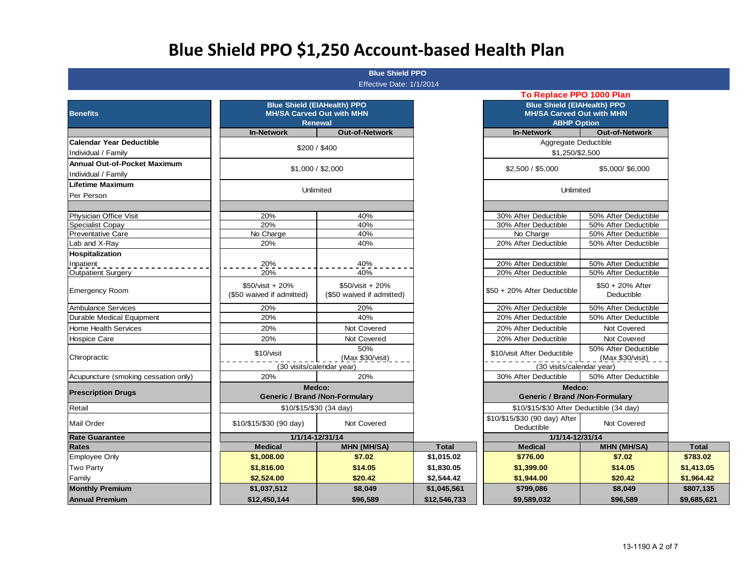# Blue Shield PPO $1,250 Account-based Health Plan

**Blue Shield PPO**
Effective Date: 1/1/2014

**To Replace PPO 1000 Plan**

| Benefits | Blue Shield (EIAHealth) PPO MH/SA Carved Out with MHN Renewal | | | Blue Shield (EIAHealth) PPO MH/SA Carved Out with MHN ABHP Option | | |
|---|---|---|---|---|---|---|
| | In-Network | Out-of-Network | | In-Network | Out-of-Network | |
| **Calendar Year Deductible** Individual / Family | $200 / $400 | | | Aggregate Deductible $1,250/$2,500 | | |
| **Annual Out-of-Pocket Maximum** Individual / Family | $1,000 / $2,000 | | | $2,500 / $5,000 | $5,000/ $6,000 | |
| **Lifetime Maximum** Per Person | Unlimited | | | Unlimited | | |
| Physician Office Visit | 20% | 40% | | 30% After Deductible | 50% After Deductible | |
| Specialist Copay | 20% | 40% | | 30% After Deductible | 50% After Deductible | |
| Preventative Care | No Charge | 40% | | No Charge | 50% After Deductible | |
| Lab and X-Ray | 20% | 40% | | 20% After Deductible | 50% After Deductible | |
| **Hospitalization** | | | | | | |
| Inpatient | 20% | 40% | | 20% After Deductible | 50% After Deductible | |
| Outpatient Surgery | 20% | 40% | | 20% After Deductible | 50% After Deductible | |
| Emergency Room | $50/visit + 20% ($50 waived if admitted) | $50/visit + 20% ($50 waived if admitted) | | $50 + 20% After Deductible | $50 + 20% After Deductible | |
| Ambulance Services | 20% | 20% | | 20% After Deductible | 50% After Deductible | |
| Durable Medical Equipment | 20% | 40% | | 20% After Deductible | 50% After Deductible | |
| Home Health Services | 20% | Not Covered | | 20% After Deductible | Not Covered | |
| Hospice Care | 20% | Not Covered | | 20% After Deductible | Not Covered | |
| Chiropractic | $10/visit | 50% (Max $30/visit) | | $10/visit After Deductible | 50% After Deductible (Max $30/visit) | |
| | (30 visits/calendar year) | | | (30 visits/calendar year) | | |
| Acupuncture (smoking cessation only) | 20% | 20% | | 30% After Deductible | 50% After Deductible | |
| **Prescription Drugs** | **Medco: Generic / Brand /Non-Formulary** | | | **Medco: Generic / Brand /Non-Formulary** | | |
| Retail | $10/$15/$30 (34 day) | | | $10/$15/$30 After Deductible (34 day) | | |
| Mail Order | $10/$15/$30 (90 day) | Not Covered | | $10/$15/$30 (90 day) After Deductible | Not Covered | |
| **Rate Guarantee** | **1/1/14-12/31/14** | | | **1/1/14-12/31/14** | | |
| **Rates** | **Medical** | **MHN (MH/SA)** | **Total** | **Medical** | **MHN (MH/SA)** | **Total** |
| Employee Only | **$1,008.00** | **$7.02** | **$1,015.02** | **$776.00** | **$7.02** | **$783.02** |
| Two Party | **$1,816.00** | **$14.05** | **$1,830.05** | **$1,399.00** | **$14.05** | **$1,413.05** |
| Family | **$2,524.00** | **$20.42** | **$2,544.42** | **$1,944.00** | **$20.42** | **$1,964.42** |
| **Monthly Premium** | **$1,037,512** | **$8,049** | **$1,045,561** | **$799,086** | **$8,049** | **$807,135** |
| **Annual Premium** | **$12,450,144** | **$96,589** | **$12,546,733** | **$9,589,032** | **$96,589** | **$9,685,621** |

13-1190 A 2 of 7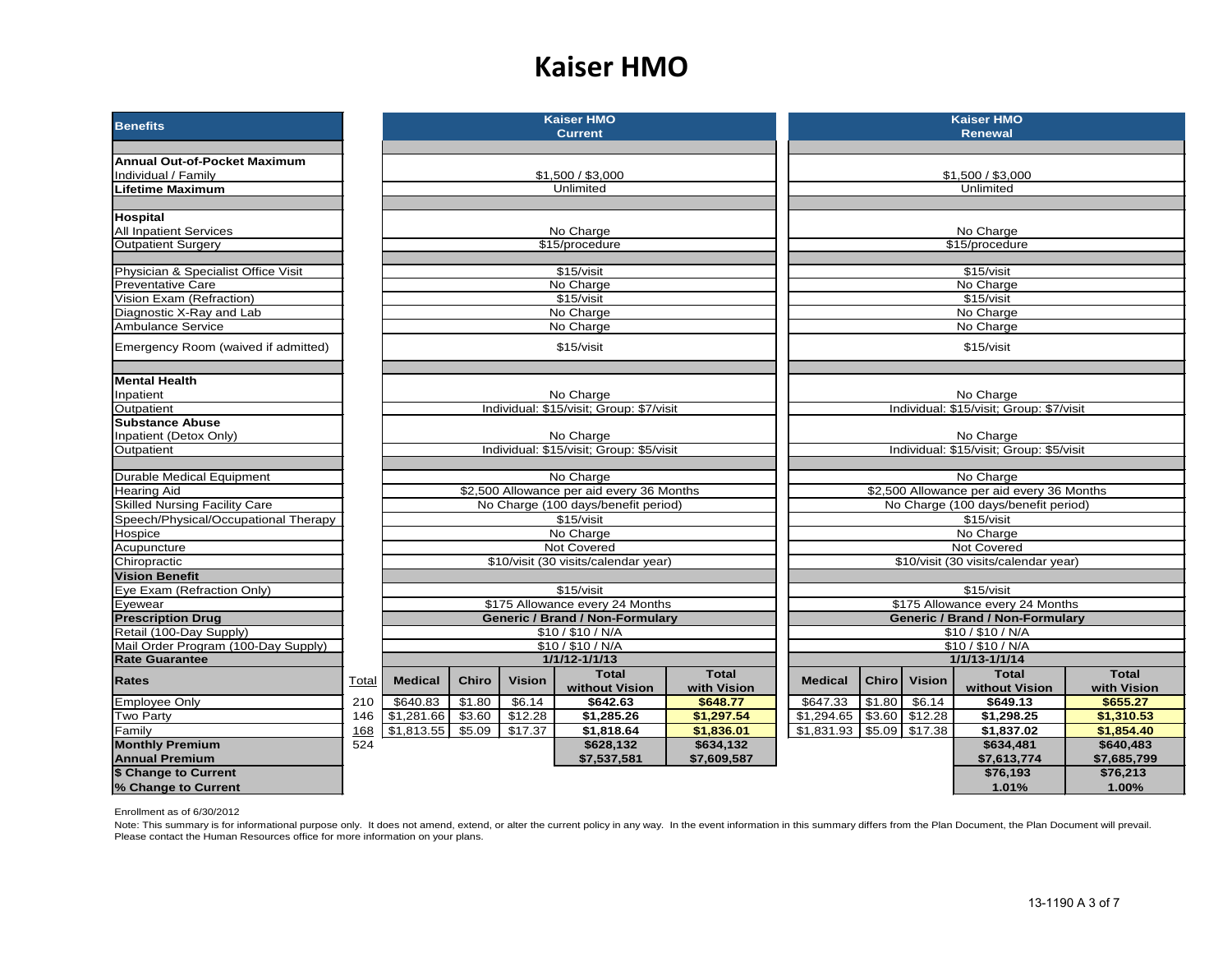# Kaiser HMO

| Benefits | Total | Kaiser HMO Current | | | | | Kaiser HMO Renewal | | | | |
|---|---|---|---|---|---|---|---|---|---|---|---|
| **Annual Out-of-Pocket Maximum** | | | | | | | | | | | |
| Individual / Family | | $1,500 / $3,000 | | | | | $1,500 / $3,000 | | | | |
| **Lifetime Maximum** | | Unlimited | | | | | Unlimited | | | | |
| **Hospital** | | | | | | | | | | | |
| All Inpatient Services | | No Charge | | | | | No Charge | | | | |
| Outpatient Surgery | | $15/procedure | | | | | $15/procedure | | | | |
| Physician & Specialist Office Visit | | $15/visit | | | | | $15/visit | | | | |
| Preventative Care | | No Charge | | | | | No Charge | | | | |
| Vision Exam (Refraction) | | $15/visit | | | | | $15/visit | | | | |
| Diagnostic X-Ray and Lab | | No Charge | | | | | No Charge | | | | |
| Ambulance Service | | No Charge | | | | | No Charge | | | | |
| Emergency Room (waived if admitted) | | $15/visit | | | | | $15/visit | | | | |
| **Mental Health** | | | | | | | | | | | |
| Inpatient | | No Charge | | | | | No Charge | | | | |
| Outpatient | | Individual: $15/visit; Group: $7/visit | | | | | Individual: $15/visit; Group: $7/visit | | | | |
| **Substance Abuse** | | | | | | | | | | | |
| Inpatient (Detox Only) | | No Charge | | | | | No Charge | | | | |
| Outpatient | | Individual: $15/visit; Group: $5/visit | | | | | Individual: $15/visit; Group: $5/visit | | | | |
| Durable Medical Equipment | | No Charge | | | | | No Charge | | | | |
| Hearing Aid | | $2,500 Allowance per aid every 36 Months | | | | | $2,500 Allowance per aid every 36 Months | | | | |
| Skilled Nursing Facility Care | | No Charge (100 days/benefit period) | | | | | No Charge (100 days/benefit period) | | | | |
| Speech/Physical/Occupational Therapy | | $15/visit | | | | | $15/visit | | | | |
| Hospice | | No Charge | | | | | No Charge | | | | |
| Acupuncture | | Not Covered | | | | | Not Covered | | | | |
| Chiropractic | | $10/visit (30 visits/calendar year) | | | | | $10/visit (30 visits/calendar year) | | | | |
| **Vision Benefit** | | | | | | | | | | | |
| Eye Exam (Refraction Only) | | $15/visit | | | | | $15/visit | | | | |
| Eyewear | | $175 Allowance every 24 Months | | | | | $175 Allowance every 24 Months | | | | |
| **Prescription Drug** | | **Generic / Brand / Non-Formulary** | | | | | **Generic / Brand / Non-Formulary** | | | | |
| Retail (100-Day Supply) | | $10 / $10 / N/A | | | | | $10 / $10 / N/A | | | | |
| Mail Order Program (100-Day Supply) | | $10 / $10 / N/A | | | | | $10 / $10 / N/A | | | | |
| **Rate Guarantee** | | **1/1/12-1/1/13** | | | | | **1/1/13-1/1/14** | | | | |
| **Rates** | Total | **Medical** | **Chiro** | **Vision** | **Total without Vision** | **Total with Vision** | **Medical** | **Chiro** | **Vision** | **Total without Vision** | **Total with Vision** |
| Employee Only | 210 | $640.83 | $1.80 | $6.14 | **$642.63** | **$648.77** | $647.33 | $1.80 | $6.14 | **$649.13** | **$655.27** |
| Two Party | 146 | $1,281.66 | $3.60 | $12.28 | **$1,285.26** | **$1,297.54** | $1,294.65 | $3.60 | $12.28 | **$1,298.25** | **$1,310.53** |
| Family | 168 | $1,813.55 | $5.09 | $17.37 | **$1,818.64** | **$1,836.01** | $1,831.93 | $5.09 | $17.38 | **$1,837.02** | **$1,854.40** |
| **Monthly Premium** | 524 | | | | **$628,132** | **$634,132** | | | | **$634,481** | **$640,483** |
| **Annual Premium** | | | | | **$7,537,581** | **$7,609,587** | | | | **$7,613,774** | **$7,685,799** |
| **$ Change to Current** | | | | | | | | | | **$76,193** | **$76,213** |
| **% Change to Current** | | | | | | | | | | **1.01%** | **1.00%** |

Enrollment as of 6/30/2012

Note: This summary is for informational purpose only. It does not amend, extend, or alter the current policy in any way. In the event information in this summary differs from the Plan Document, the Plan Document will prevail. Please contact the Human Resources office for more information on your plans.

13-1190 A 3 of 7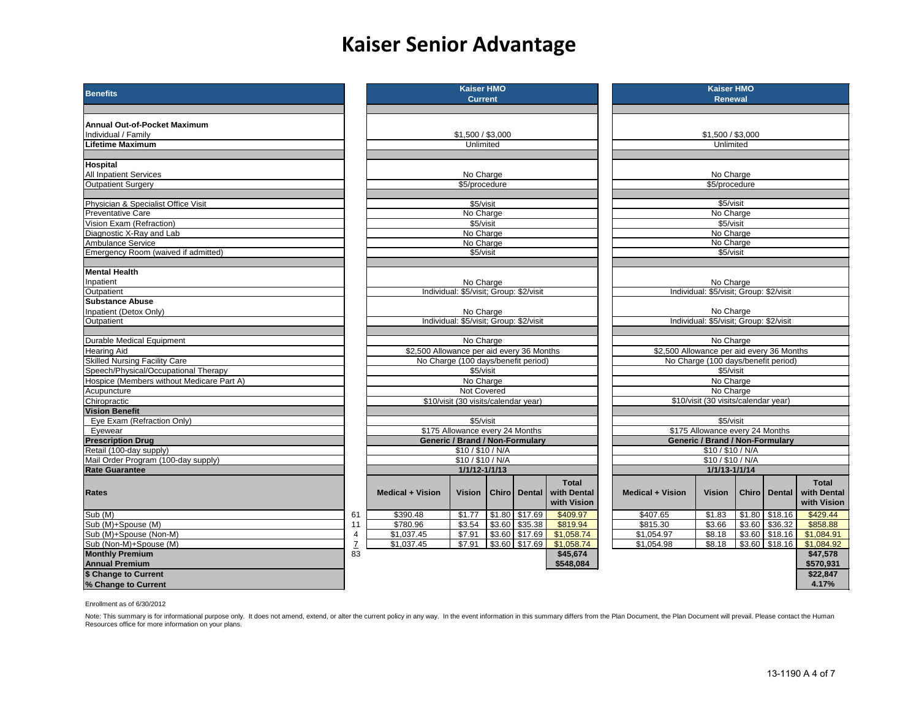# Kaiser Senior Advantage

| Benefits | | Kaiser HMO Current | | | | | Kaiser HMO Renewal | | | | |
|---|---|---|---|---|---|---|---|---|---|---|---|
| **Annual Out-of-Pocket Maximum** | | | | | | | | | | | |
| Individual / Family | | $1,500 / $3,000 | | | | | $1,500 / $3,000 | | | | |
| **Lifetime Maximum** | | Unlimited | | | | | Unlimited | | | | |
| **Hospital** | | | | | | | | | | | |
| All Inpatient Services | | No Charge | | | | | No Charge | | | | |
| Outpatient Surgery | | $5/procedure | | | | | $5/procedure | | | | |
| Physician & Specialist Office Visit | | $5/visit | | | | | $5/visit | | | | |
| Preventative Care | | No Charge | | | | | No Charge | | | | |
| Vision Exam (Refraction) | | $5/visit | | | | | $5/visit | | | | |
| Diagnostic X-Ray and Lab | | No Charge | | | | | No Charge | | | | |
| Ambulance Service | | No Charge | | | | | No Charge | | | | |
| Emergency Room (waived if admitted) | | $5/visit | | | | | $5/visit | | | | |
| **Mental Health** | | | | | | | | | | | |
| Inpatient | | No Charge | | | | | No Charge | | | | |
| Outpatient | | Individual: $5/visit; Group: $2/visit | | | | | Individual: $5/visit; Group: $2/visit | | | | |
| **Substance Abuse** | | | | | | | | | | | |
| Inpatient (Detox Only) | | No Charge | | | | | No Charge | | | | |
| Outpatient | | Individual: $5/visit; Group: $2/visit | | | | | Individual: $5/visit; Group: $2/visit | | | | |
| Durable Medical Equipment | | No Charge | | | | | No Charge | | | | |
| Hearing Aid | | $2,500 Allowance per aid every 36 Months | | | | | $2,500 Allowance per aid every 36 Months | | | | |
| Skilled Nursing Facility Care | | No Charge (100 days/benefit period) | | | | | No Charge (100 days/benefit period) | | | | |
| Speech/Physical/Occupational Therapy | | $5/visit | | | | | $5/visit | | | | |
| Hospice (Members without Medicare Part A) | | No Charge | | | | | No Charge | | | | |
| Acupuncture | | Not Covered | | | | | No Charge | | | | |
| Chiropractic | | $10/visit (30 visits/calendar year) | | | | | $10/visit (30 visits/calendar year) | | | | |
| **Vision Benefit** | | | | | | | | | | | |
| Eye Exam (Refraction Only) | | $5/visit | | | | | $5/visit | | | | |
| Eyewear | | $175 Allowance every 24 Months | | | | | $175 Allowance every 24 Months | | | | |
| **Prescription Drug** | | **Generic / Brand / Non-Formulary** | | | | | **Generic / Brand / Non-Formulary** | | | | |
| Retail (100-day supply) | | $10 / $10 / N/A | | | | | $10 / $10 / N/A | | | | |
| Mail Order Program (100-day supply) | | $10 / $10 / N/A | | | | | $10 / $10 / N/A | | | | |
| **Rate Guarantee** | | **1/1/12-1/1/13** | | | | | **1/1/13-1/1/14** | | | | |
| **Rates** | | **Medical + Vision** | **Vision** | **Chiro** | **Dental** | **Total with Dental with Vision** | **Medical + Vision** | **Vision** | **Chiro** | **Dental** | **Total with Dental with Vision** |
| Sub (M) | 61 | $390.48 | $1.77 | $1.80 | $17.69 | $409.97 | $407.65 | $1.83 | $1.80 | $18.16 | $429.44 |
| Sub (M)+Spouse (M) | 11 | $780.96 | $3.54 | $3.60 | $35.38 | $819.94 | $815.30 | $3.66 | $3.60 | $36.32 | $858.88 |
| Sub (M)+Spouse (Non-M) | 4 | $1,037.45 | $7.91 | $3.60 | $17.69 | $1,058.74 | $1,054.97 | $8.18 | $3.60 | $18.16 | $1,084.91 |
| Sub (Non-M)+Spouse (M) | 7 | $1,037.45 | $7.91 | $3.60 | $17.69 | $1,058.74 | $1,054.98 | $8.18 | $3.60 | $18.16 | $1,084.92 |
| **Monthly Premium** | 83 | | | | | **$45,674** | | | | | **$47,578** |
| **Annual Premium** | | | | | | **$548,084** | | | | | **$570,931** |
| **$ Change to Current** | | | | | | | | | | | **$22,847** |
| **% Change to Current** | | | | | | | | | | | **4.17%** |

Enrollment as of 6/30/2012

Note: This summary is for informational purpose only. It does not amend, extend, or alter the current policy in any way. In the event information in this summary differs from the Plan Document, the Plan Document will prevail. Please contact the Human Resources office for more information on your plans.

13-1190 A 4 of 7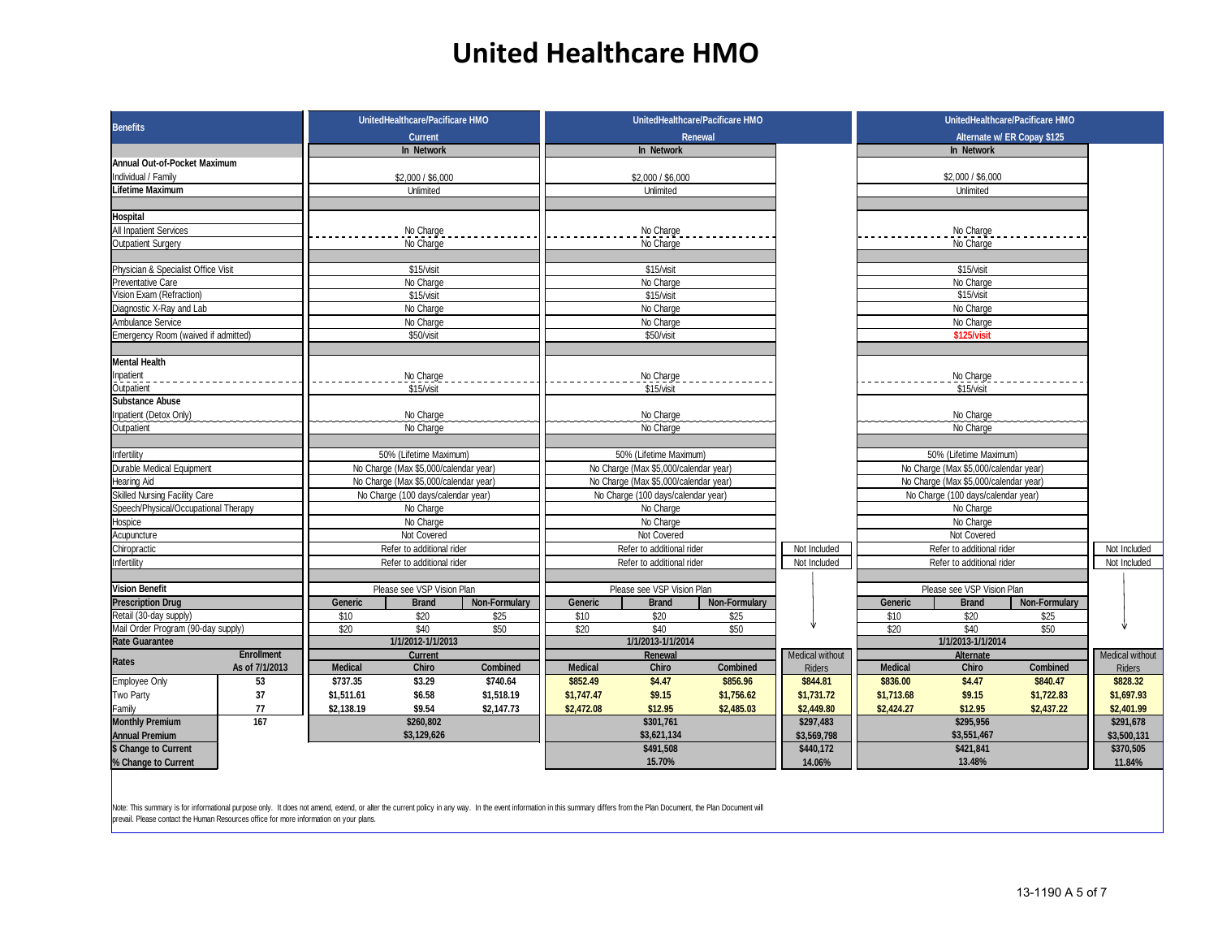# United Healthcare HMO

| Benefits | | UnitedHealthcare/Pacificare HMO Current | | | UnitedHealthcare/Pacificare HMO Renewal | | | | UnitedHealthcare/Pacificare HMO Alternate w/ ER Copay $125 | | | |
|---|---|---|---|---|---|---|---|---|---|---|---|---|
| | | In Network | | | In Network | | | | In Network | | | |
| **Annual Out-of-Pocket Maximum** | | | | | | | | | | | | |
| Individual / Family | | $2,000 / $6,000 | | | $2,000 / $6,000 | | | | $2,000 / $6,000 | | | |
| **Lifetime Maximum** | | Unlimited | | | Unlimited | | | | Unlimited | | | |
| **Hospital** | | | | | | | | | | | | |
| All Inpatient Services | | No Charge | | | No Charge | | | | No Charge | | | |
| Outpatient Surgery | | No Charge | | | No Charge | | | | No Charge | | | |
| Physician & Specialist Office Visit | | $15/visit | | | $15/visit | | | | $15/visit | | | |
| Preventative Care | | No Charge | | | No Charge | | | | No Charge | | | |
| Vision Exam (Refraction) | | $15/visit | | | $15/visit | | | | $15/visit | | | |
| Diagnostic X-Ray and Lab | | No Charge | | | No Charge | | | | No Charge | | | |
| Ambulance Service | | No Charge | | | No Charge | | | | No Charge | | | |
| Emergency Room (waived if admitted) | | $50/visit | | | $50/visit | | | | **$125/visit** | | | |
| **Mental Health** | | | | | | | | | | | | |
| Inpatient | | No Charge | | | No Charge | | | | No Charge | | | |
| Outpatient | | $15/visit | | | $15/visit | | | | $15/visit | | | |
| **Substance Abuse** | | | | | | | | | | | | |
| Inpatient (Detox Only) | | No Charge | | | No Charge | | | | No Charge | | | |
| Outpatient | | No Charge | | | No Charge | | | | No Charge | | | |
| Infertility | | 50% (Lifetime Maximum) | | | 50% (Lifetime Maximum) | | | | 50% (Lifetime Maximum) | | | |
| Durable Medical Equipment | | No Charge (Max $5,000/calendar year) | | | No Charge (Max $5,000/calendar year) | | | | No Charge (Max $5,000/calendar year) | | | |
| Hearing Aid | | No Charge (Max $5,000/calendar year) | | | No Charge (Max $5,000/calendar year) | | | | No Charge (Max $5,000/calendar year) | | | |
| Skilled Nursing Facility Care | | No Charge (100 days/calendar year) | | | No Charge (100 days/calendar year) | | | | No Charge (100 days/calendar year) | | | |
| Speech/Physical/Occupational Therapy | | No Charge | | | No Charge | | | | No Charge | | | |
| Hospice | | No Charge | | | No Charge | | | | No Charge | | | |
| Acupuncture | | Not Covered | | | Not Covered | | | | Not Covered | | | |
| Chiropractic | | Refer to additional rider | | | Refer to additional rider | | | Not Included | Refer to additional rider | | | Not Included |
| Infertility | | Refer to additional rider | | | Refer to additional rider | | | Not Included | Refer to additional rider | | | Not Included |
| **Vision Benefit** | | Please see VSP Vision Plan | | | Please see VSP Vision Plan | | | | Please see VSP Vision Plan | | | |
| **Prescription Drug** | | Generic | Brand | Non-Formulary | Generic | Brand | Non-Formulary | | Generic | Brand | Non-Formulary | |
| Retail (30-day supply) | | $10 | $20 | $25 | $10 | $20 | $25 | | $10 | $20 | $25 | |
| Mail Order Program (90-day supply) | | $20 | $40 | $50 | $20 | $40 | $50 | | $20 | $40 | $50 | |
| **Rate Guarantee** | | 1/1/2012-1/1/2013 | | | 1/1/2013-1/1/2014 | | | | 1/1/2013-1/1/2014 | | | |
| **Rates** | Enrollment As of 7/1/2013 | Current | | | Renewal | | | Medical without Riders | Alternate | | | Medical without Riders |
| | | Medical | Chiro | Combined | Medical | Chiro | Combined | | Medical | Chiro | Combined | |
| Employee Only | 53 | $737.35 | $3.29 | $740.64 | $852.49 | $4.47 | $856.96 | $844.81 | $836.00 | $4.47 | $840.47 | $828.32 |
| Two Party | 37 | $1,511.61 | $6.58 | $1,518.19 | $1,747.47 | $9.15 | $1,756.62 | $1,731.72 | $1,713.68 | $9.15 | $1,722.83 | $1,697.93 |
| Family | 77 | $2,138.19 | $9.54 | $2,147.73 | $2,472.08 | $12.95 | $2,485.03 | $2,449.80 | $2,424.27 | $12.95 | $2,437.22 | $2,401.99 |
| **Monthly Premium** | 167 | $260,802 | | | $301,761 | | | $297,483 | $295,956 | | | $291,678 |
| **Annual Premium** | | $3,129,626 | | | $3,621,134 | | | $3,569,798 | $3,551,467 | | | $3,500,131 |
| **$ Change to Current** | | | | | $491,508 | | | $440,172 | $421,841 | | | $370,505 |
| **% Change to Current** | | | | | 15.70% | | | 14.06% | 13.48% | | | 11.84% |

Note: This summary is for informational purpose only. It does not amend, extend, or alter the current policy in any way. In the event information in this summary differs from the Plan Document, the Plan Document will prevail. Please contact the Human Resources office for more information on your plans.

13-1190 A 5 of 7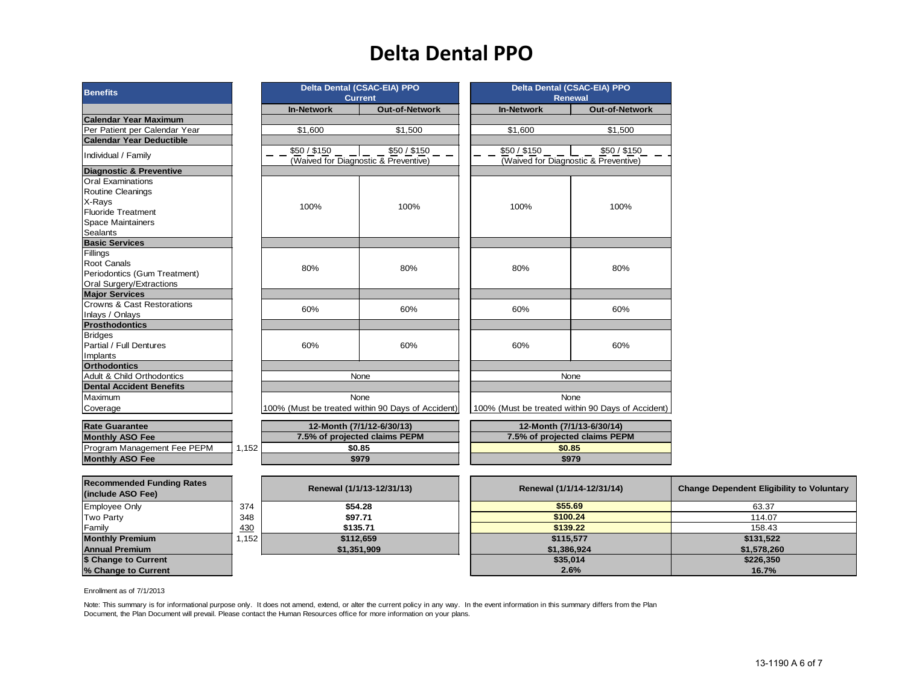# Delta Dental PPO

| Benefits | | Delta Dental (CSAC-EIA) PPO Current | | Delta Dental (CSAC-EIA) PPO Renewal | |
|---|---|---|---|---|---|
| | | **In-Network** | **Out-of-Network** | **In-Network** | **Out-of-Network** |
| **Calendar Year Maximum** | | | | | |
| Per Patient per Calendar Year | | $1,600 | $1,500 | $1,600 | $1,500 |
| **Calendar Year Deductible** | | | | | |
| Individual / Family | | $50 / $150 (Waived for Diagnostic & Preventive) | $50 / $150 | $50 / $150 (Waived for Diagnostic & Preventive) | $50 / $150 |
| **Diagnostic & Preventive** | | | | | |
| Oral Examinations<br>Routine Cleanings<br>X-Rays<br>Fluoride Treatment<br>Space Maintainers<br>Sealants | | 100% | 100% | 100% | 100% |
| **Basic Services** | | | | | |
| Fillings<br>Root Canals<br>Periodontics (Gum Treatment)<br>Oral Surgery/Extractions | | 80% | 80% | 80% | 80% |
| **Major Services** | | | | | |
| Crowns & Cast Restorations<br>Inlays / Onlays | | 60% | 60% | 60% | 60% |
| **Prosthodontics** | | | | | |
| Bridges<br>Partial / Full Dentures<br>Implants | | 60% | 60% | 60% | 60% |
| **Orthodontics** | | | | | |
| Adult & Child Orthodontics | | None | | None | |
| **Dental Accident Benefits** | | | | | |
| Maximum | | None | | None | |
| Coverage | | 100% (Must be treated within 90 Days of Accident) | | 100% (Must be treated within 90 Days of Accident) | |
| **Rate Guarantee** | | 12-Month (7/1/12-6/30/13) | | 12-Month (7/1/13-6/30/14) | |
| **Monthly ASO Fee** | | 7.5% of projected claims PEPM | | 7.5% of projected claims PEPM | |
| Program Management Fee PEPM | 1,152 | $0.85 | | $0.85 | |
| **Monthly ASO Fee** | | $979 | | $979 | |

| Recommended Funding Rates (include ASO Fee) | | Renewal (1/1/13-12/31/13) | Renewal (1/1/14-12/31/14) | Change Dependent Eligibility to Voluntary |
|---|---|---|---|---|
| Employee Only | 374 | $54.28 | $55.69 | 63.37 |
| Two Party | 348 | $97.71 | $100.24 | 114.07 |
| Family | 430 | $135.71 | $139.22 | 158.43 |
| **Monthly Premium** | 1,152 | $112,659 | $115,577 | $131,522 |
| **Annual Premium** | | $1,351,909 | $1,386,924 | $1,578,260 |
| **$ Change to Current** | | | $35,014 | $226,350 |
| **% Change to Current** | | | 2.6% | 16.7% |

Enrollment as of 7/1/2013

Note: This summary is for informational purpose only. It does not amend, extend, or alter the current policy in any way. In the event information in this summary differs from the Plan Document, the Plan Document will prevail. Please contact the Human Resources office for more information on your plans.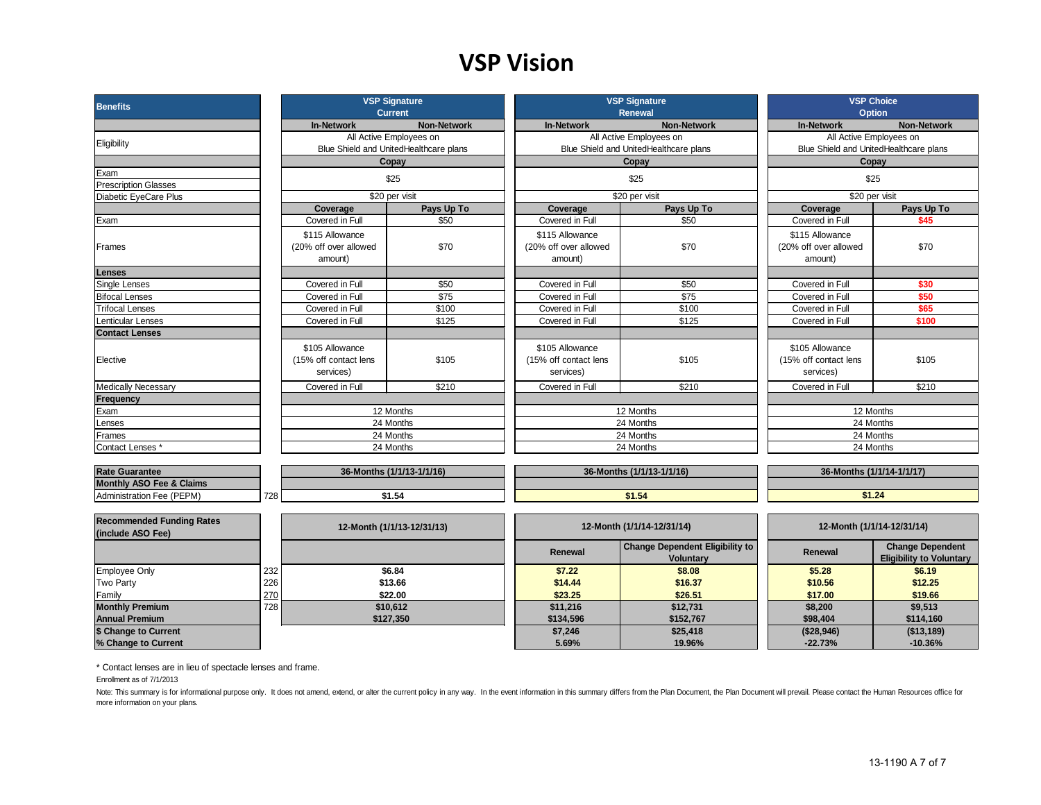# VSP Vision

| Benefits | | VSP Signature Current | | VSP Signature Renewal | | VSP Choice Option | |
|---|---|---|---|---|---|---|---|
| | | In-Network | Non-Network | In-Network | Non-Network | In-Network | Non-Network |
| Eligibility | | All Active Employees on Blue Shield and UnitedHealthcare plans | | All Active Employees on Blue Shield and UnitedHealthcare plans | | All Active Employees on Blue Shield and UnitedHealthcare plans | |
| | | Copay | | Copay | | Copay | |
| Exam | | $25 | | $25 | | $25 | |
| Prescription Glasses | | | | | | | |
| Diabetic EyeCare Plus | | $20 per visit | | $20 per visit | | $20 per visit | |
| | | Coverage | Pays Up To | Coverage | Pays Up To | Coverage | Pays Up To |
| Exam | | Covered in Full | $50 | Covered in Full | $50 | Covered in Full | **$45** |
| Frames | | $115 Allowance (20% off over allowed amount) | $70 | $115 Allowance (20% off over allowed amount) | $70 | $115 Allowance (20% off over allowed amount) | $70 |
| **Lenses** | | | | | | | |
| Single Lenses | | Covered in Full | $50 | Covered in Full | $50 | Covered in Full | **$30** |
| Bifocal Lenses | | Covered in Full | $75 | Covered in Full | $75 | Covered in Full | **$50** |
| Trifocal Lenses | | Covered in Full | $100 | Covered in Full | $100 | Covered in Full | **$65** |
| Lenticular Lenses | | Covered in Full | $125 | Covered in Full | $125 | Covered in Full | **$100** |
| **Contact Lenses** | | | | | | | |
| Elective | | $105 Allowance (15% off contact lens services) | $105 | $105 Allowance (15% off contact lens services) | $105 | $105 Allowance (15% off contact lens services) | $105 |
| Medically Necessary | | Covered in Full | $210 | Covered in Full | $210 | Covered in Full | $210 |
| **Frequency** | | | | | | | |
| Exam | | 12 Months | | 12 Months | | 12 Months | |
| Lenses | | 24 Months | | 24 Months | | 24 Months | |
| Frames | | 24 Months | | 24 Months | | 24 Months | |
| Contact Lenses * | | 24 Months | | 24 Months | | 24 Months | |
| **Rate Guarantee** | | 36-Months (1/1/13-1/1/16) | | 36-Months (1/1/13-1/1/16) | | 36-Months (1/1/14-1/1/17) | |
| **Monthly ASO Fee & Claims** | | | | | | | |
| Administration Fee (PEPM) | 728 | $1.54 | | $1.54 | | $1.24 | |
| **Recommended Funding Rates (include ASO Fee)** | | 12-Month (1/1/13-12/31/13) | | 12-Month (1/1/14-12/31/14) | | 12-Month (1/1/14-12/31/14) | |
| | | | | Renewal | Change Dependent Eligibility to Voluntary | Renewal | Change Dependent Eligibility to Voluntary |
| Employee Only | 232 | $6.84 | | $7.22 | $8.08 | $5.28 | $6.19 |
| Two Party | 226 | $13.66 | | $14.44 | $16.37 | $10.56 | $12.25 |
| Family | 270 | $22.00 | | $23.25 | $26.51 | $17.00 | $19.66 |
| **Monthly Premium** | 728 | $10,612 | | $11,216 | $12,731 | $8,200 | $9,513 |
| **Annual Premium** | | $127,350 | | $134,596 | $152,767 | $98,404 | $114,160 |
| **$ Change to Current** | | | | $7,246 | $25,418 | ($28,946) | ($13,189) |
| **% Change to Current** | | | | 5.69% | 19.96% | -22.73% | -10.36% |

\* Contact lenses are in lieu of spectacle lenses and frame.

Enrollment as of 7/1/2013

Note: This summary is for informational purpose only. It does not amend, extend, or alter the current policy in any way. In the event information in this summary differs from the Plan Document, the Plan Document will prevail. Please contact the Human Resources office for more information on your plans.

13-1190 A 7 of 7